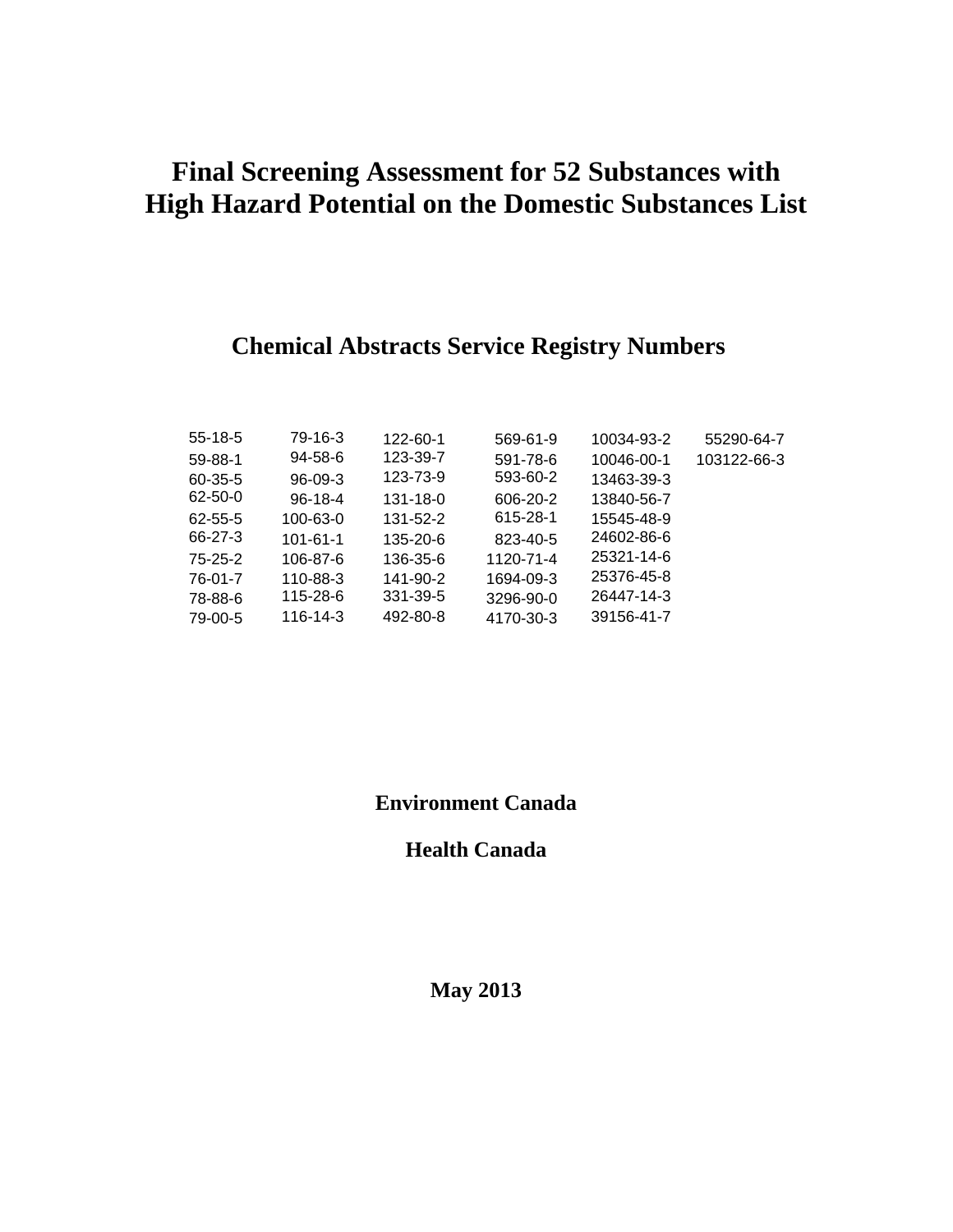# Final Screening Assessment for 52 Substances with High Hazard Potential on the Domestic Substances List

## Chemical Abstracts Service Registry Numbers

| | | | | | |
|---|---|---|---|---|---|
| 55-18-5 | 79-16-3 | 122-60-1 | 569-61-9 | 10034-93-2 | 55290-64-7 |
| 59-88-1 | 94-58-6 | 123-39-7 | 591-78-6 | 10046-00-1 | 103122-66-3 |
| 60-35-5 | 96-09-3 | 123-73-9 | 593-60-2 | 13463-39-3 | |
| 62-50-0 | 96-18-4 | 131-18-0 | 606-20-2 | 13840-56-7 | |
| 62-55-5 | 100-63-0 | 131-52-2 | 615-28-1 | 15545-48-9 | |
| 66-27-3 | 101-61-1 | 135-20-6 | 823-40-5 | 24602-86-6 | |
| 75-25-2 | 106-87-6 | 136-35-6 | 1120-71-4 | 25321-14-6 | |
| 76-01-7 | 110-88-3 | 141-90-2 | 1694-09-3 | 25376-45-8 | |
| 78-88-6 | 115-28-6 | 331-39-5 | 3296-90-0 | 26447-14-3 | |
| 79-00-5 | 116-14-3 | 492-80-8 | 4170-30-3 | 39156-41-7 | |

**Environment Canada**

**Health Canada**

**May 2013**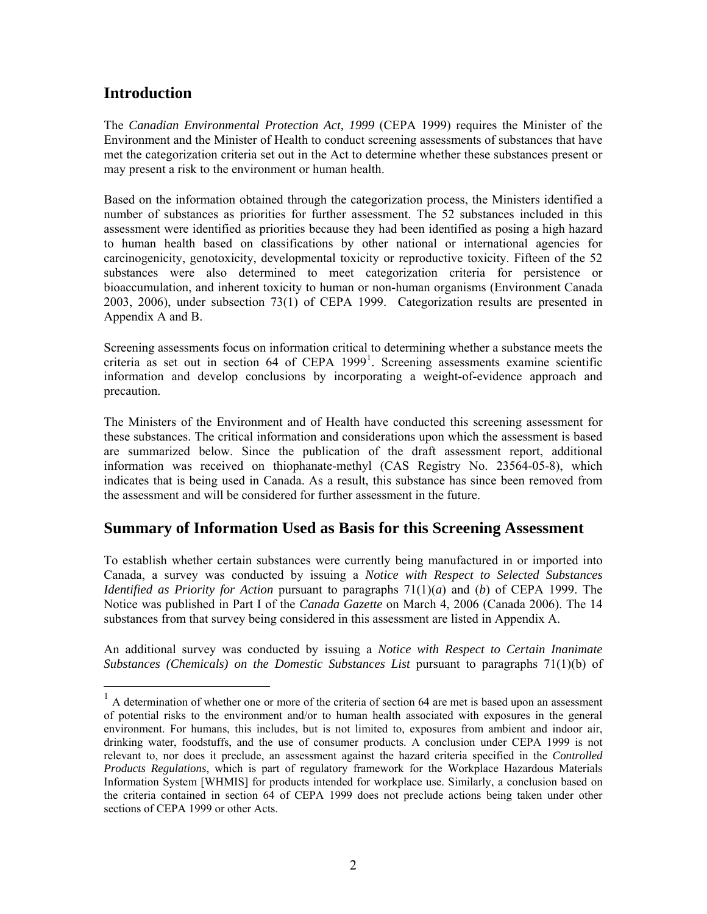## Introduction

The *Canadian Environmental Protection Act, 1999* (CEPA 1999) requires the Minister of the Environment and the Minister of Health to conduct screening assessments of substances that have met the categorization criteria set out in the Act to determine whether these substances present or may present a risk to the environment or human health.

Based on the information obtained through the categorization process, the Ministers identified a number of substances as priorities for further assessment. The 52 substances included in this assessment were identified as priorities because they had been identified as posing a high hazard to human health based on classifications by other national or international agencies for carcinogenicity, genotoxicity, developmental toxicity or reproductive toxicity. Fifteen of the 52 substances were also determined to meet categorization criteria for persistence or bioaccumulation, and inherent toxicity to human or non-human organisms (Environment Canada 2003, 2006), under subsection 73(1) of CEPA 1999. Categorization results are presented in Appendix A and B.

Screening assessments focus on information critical to determining whether a substance meets the criteria as set out in section 64 of CEPA 1999[1]. Screening assessments examine scientific information and develop conclusions by incorporating a weight-of-evidence approach and precaution.

The Ministers of the Environment and of Health have conducted this screening assessment for these substances. The critical information and considerations upon which the assessment is based are summarized below. Since the publication of the draft assessment report, additional information was received on thiophanate-methyl (CAS Registry No. 23564-05-8), which indicates that is being used in Canada. As a result, this substance has since been removed from the assessment and will be considered for further assessment in the future.

## Summary of Information Used as Basis for this Screening Assessment

To establish whether certain substances were currently being manufactured in or imported into Canada, a survey was conducted by issuing a *Notice with Respect to Selected Substances Identified as Priority for Action* pursuant to paragraphs 71(1)(*a*) and (*b*) of CEPA 1999. The Notice was published in Part I of the *Canada Gazette* on March 4, 2006 (Canada 2006). The 14 substances from that survey being considered in this assessment are listed in Appendix A.

An additional survey was conducted by issuing a *Notice with Respect to Certain Inanimate Substances (Chemicals) on the Domestic Substances List* pursuant to paragraphs 71(1)(b) of

[1] A determination of whether one or more of the criteria of section 64 are met is based upon an assessment of potential risks to the environment and/or to human health associated with exposures in the general environment. For humans, this includes, but is not limited to, exposures from ambient and indoor air, drinking water, foodstuffs, and the use of consumer products. A conclusion under CEPA 1999 is not relevant to, nor does it preclude, an assessment against the hazard criteria specified in the *Controlled Products Regulations*, which is part of regulatory framework for the Workplace Hazardous Materials Information System [WHMIS] for products intended for workplace use. Similarly, a conclusion based on the criteria contained in section 64 of CEPA 1999 does not preclude actions being taken under other sections of CEPA 1999 or other Acts.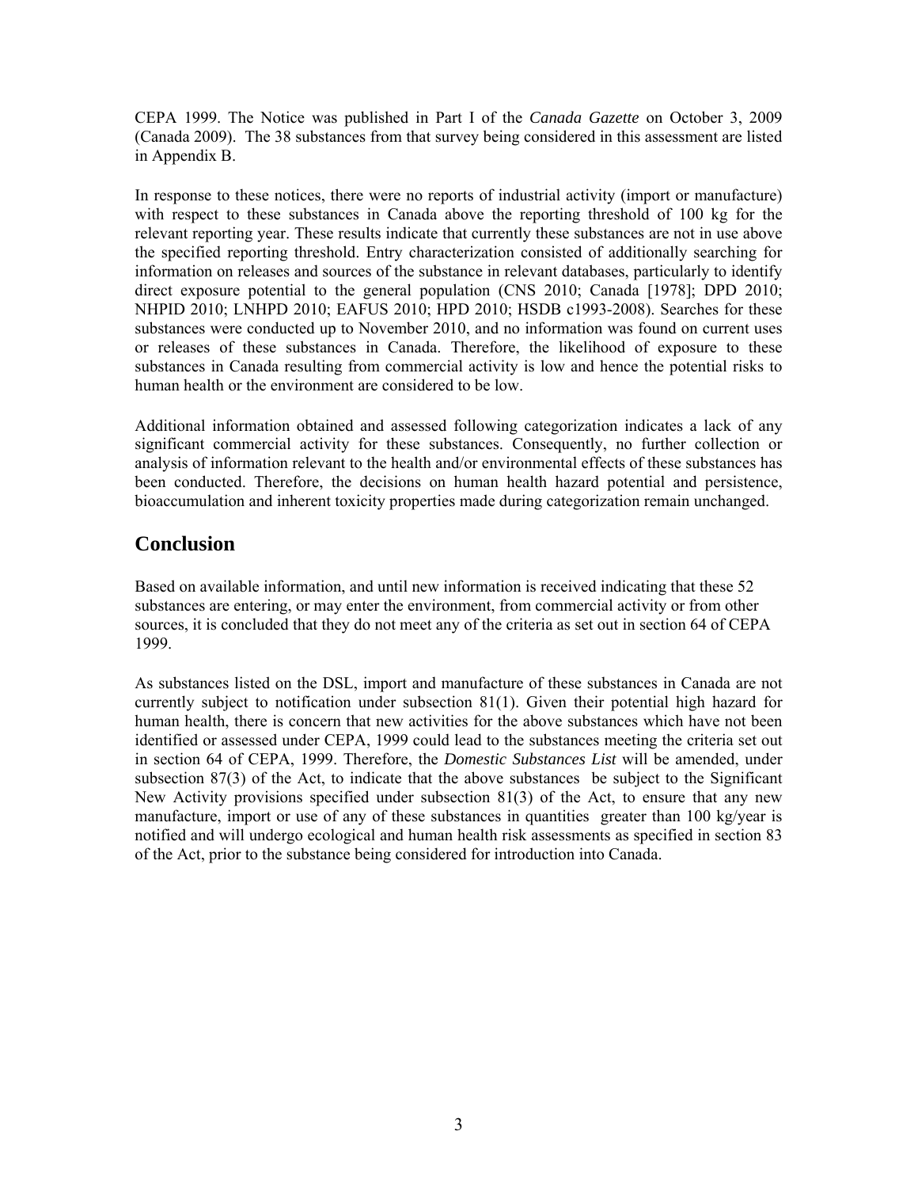CEPA 1999. The Notice was published in Part I of the *Canada Gazette* on October 3, 2009 (Canada 2009). The 38 substances from that survey being considered in this assessment are listed in Appendix B.

In response to these notices, there were no reports of industrial activity (import or manufacture) with respect to these substances in Canada above the reporting threshold of 100 kg for the relevant reporting year. These results indicate that currently these substances are not in use above the specified reporting threshold. Entry characterization consisted of additionally searching for information on releases and sources of the substance in relevant databases, particularly to identify direct exposure potential to the general population (CNS 2010; Canada [1978]; DPD 2010; NHPID 2010; LNHPD 2010; EAFUS 2010; HPD 2010; HSDB c1993-2008). Searches for these substances were conducted up to November 2010, and no information was found on current uses or releases of these substances in Canada. Therefore, the likelihood of exposure to these substances in Canada resulting from commercial activity is low and hence the potential risks to human health or the environment are considered to be low.

Additional information obtained and assessed following categorization indicates a lack of any significant commercial activity for these substances. Consequently, no further collection or analysis of information relevant to the health and/or environmental effects of these substances has been conducted. Therefore, the decisions on human health hazard potential and persistence, bioaccumulation and inherent toxicity properties made during categorization remain unchanged.

## Conclusion

Based on available information, and until new information is received indicating that these 52 substances are entering, or may enter the environment, from commercial activity or from other sources, it is concluded that they do not meet any of the criteria as set out in section 64 of CEPA 1999.

As substances listed on the DSL, import and manufacture of these substances in Canada are not currently subject to notification under subsection 81(1). Given their potential high hazard for human health, there is concern that new activities for the above substances which have not been identified or assessed under CEPA, 1999 could lead to the substances meeting the criteria set out in section 64 of CEPA, 1999. Therefore, the *Domestic Substances List* will be amended, under subsection 87(3) of the Act, to indicate that the above substances be subject to the Significant New Activity provisions specified under subsection 81(3) of the Act, to ensure that any new manufacture, import or use of any of these substances in quantities greater than 100 kg/year is notified and will undergo ecological and human health risk assessments as specified in section 83 of the Act, prior to the substance being considered for introduction into Canada.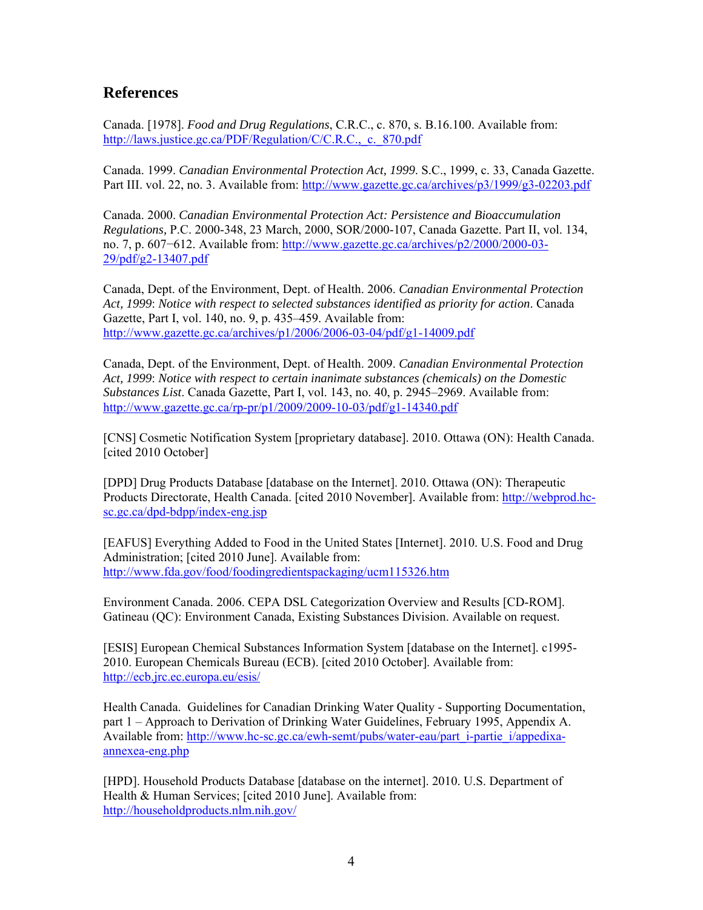## References

Canada. [1978]. *Food and Drug Regulations*, C.R.C., c. 870, s. B.16.100. Available from: http://laws.justice.gc.ca/PDF/Regulation/C/C.R.C.,_c._870.pdf

Canada. 1999. *Canadian Environmental Protection Act, 1999*. S.C., 1999, c. 33, Canada Gazette. Part III. vol. 22, no. 3. Available from: http://www.gazette.gc.ca/archives/p3/1999/g3-02203.pdf

Canada. 2000. *Canadian Environmental Protection Act: Persistence and Bioaccumulation Regulations,* P.C. 2000-348, 23 March, 2000, SOR/2000-107, Canada Gazette. Part II, vol. 134, no. 7, p. 607−612. Available from: http://www.gazette.gc.ca/archives/p2/2000/2000-03-29/pdf/g2-13407.pdf

Canada, Dept. of the Environment, Dept. of Health. 2006. *Canadian Environmental Protection Act, 1999*: *Notice with respect to selected substances identified as priority for action*. Canada Gazette, Part I, vol. 140, no. 9, p. 435–459. Available from: http://www.gazette.gc.ca/archives/p1/2006/2006-03-04/pdf/g1-14009.pdf

Canada, Dept. of the Environment, Dept. of Health. 2009. *Canadian Environmental Protection Act, 1999*: *Notice with respect to certain inanimate substances (chemicals) on the Domestic Substances List*. Canada Gazette, Part I, vol. 143, no. 40, p. 2945–2969. Available from: http://www.gazette.gc.ca/rp-pr/p1/2009/2009-10-03/pdf/g1-14340.pdf

[CNS] Cosmetic Notification System [proprietary database]. 2010. Ottawa (ON): Health Canada. [cited 2010 October]

[DPD] Drug Products Database [database on the Internet]. 2010. Ottawa (ON): Therapeutic Products Directorate, Health Canada. [cited 2010 November]. Available from: http://webprod.hc-sc.gc.ca/dpd-bdpp/index-eng.jsp

[EAFUS] Everything Added to Food in the United States [Internet]. 2010. U.S. Food and Drug Administration; [cited 2010 June]. Available from: http://www.fda.gov/food/foodingredientspackaging/ucm115326.htm

Environment Canada. 2006. CEPA DSL Categorization Overview and Results [CD-ROM]. Gatineau (QC): Environment Canada, Existing Substances Division. Available on request.

[ESIS] European Chemical Substances Information System [database on the Internet]. c1995-2010. European Chemicals Bureau (ECB). [cited 2010 October]. Available from: http://ecb.jrc.ec.europa.eu/esis/

Health Canada. Guidelines for Canadian Drinking Water Quality - Supporting Documentation, part 1 – Approach to Derivation of Drinking Water Guidelines, February 1995, Appendix A. Available from: http://www.hc-sc.gc.ca/ewh-semt/pubs/water-eau/part_i-partie_i/appedixa-annexea-eng.php

[HPD]. Household Products Database [database on the internet]. 2010. U.S. Department of Health & Human Services; [cited 2010 June]. Available from: http://householdproducts.nlm.nih.gov/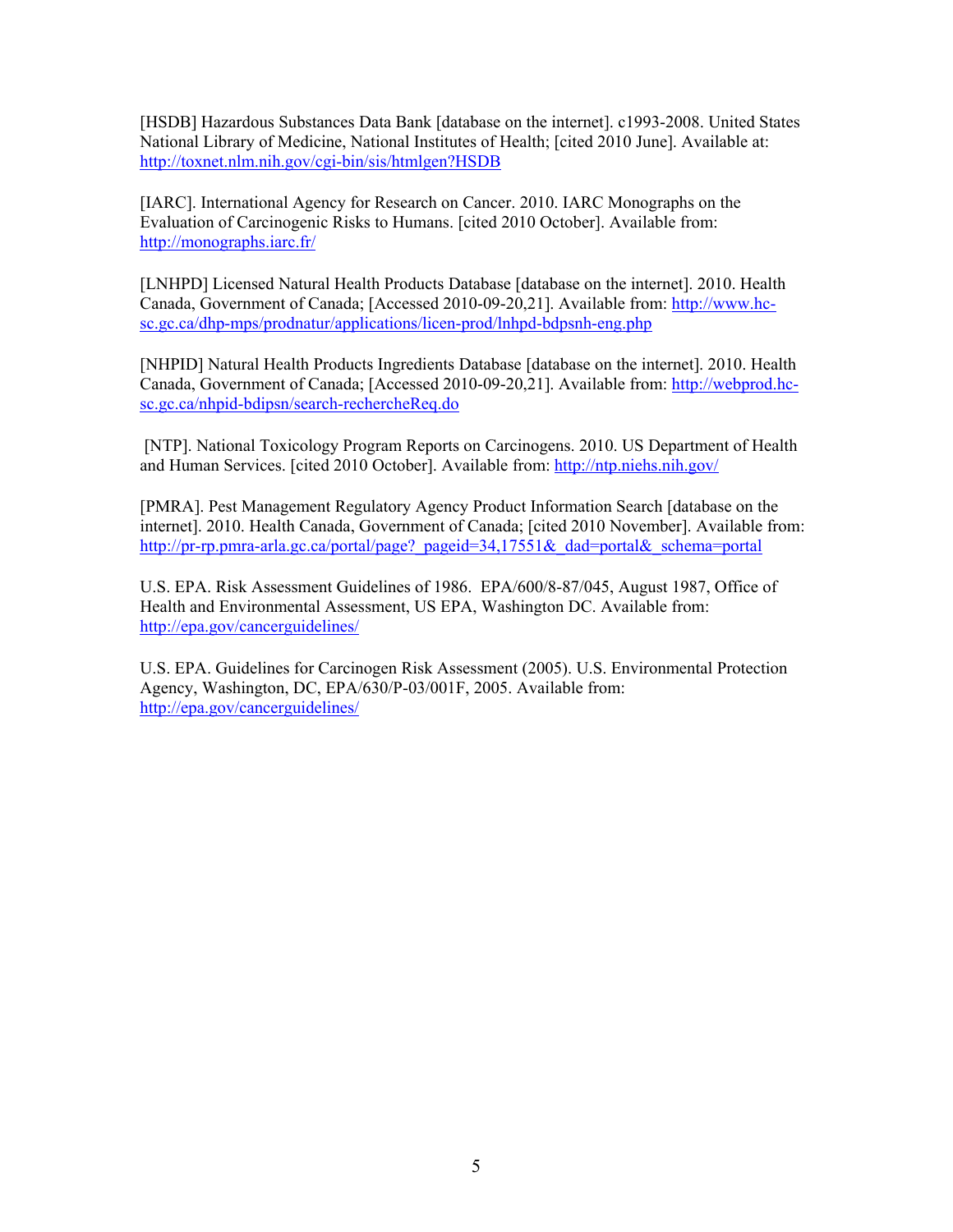[HSDB] Hazardous Substances Data Bank [database on the internet]. c1993-2008. United States National Library of Medicine, National Institutes of Health; [cited 2010 June]. Available at: http://toxnet.nlm.nih.gov/cgi-bin/sis/htmlgen?HSDB

[IARC]. International Agency for Research on Cancer. 2010. IARC Monographs on the Evaluation of Carcinogenic Risks to Humans. [cited 2010 October]. Available from: http://monographs.iarc.fr/

[LNHPD] Licensed Natural Health Products Database [database on the internet]. 2010. Health Canada, Government of Canada; [Accessed 2010-09-20,21]. Available from: http://www.hc-sc.gc.ca/dhp-mps/prodnatur/applications/licen-prod/lnhpd-bdpsnh-eng.php

[NHPID] Natural Health Products Ingredients Database [database on the internet]. 2010. Health Canada, Government of Canada; [Accessed 2010-09-20,21]. Available from: http://webprod.hc-sc.gc.ca/nhpid-bdipsn/search-rechercheReq.do

[NTP]. National Toxicology Program Reports on Carcinogens. 2010. US Department of Health and Human Services. [cited 2010 October]. Available from: http://ntp.niehs.nih.gov/

[PMRA]. Pest Management Regulatory Agency Product Information Search [database on the internet]. 2010. Health Canada, Government of Canada; [cited 2010 November]. Available from: http://pr-rp.pmra-arla.gc.ca/portal/page?_pageid=34,17551&_dad=portal&_schema=portal

U.S. EPA. Risk Assessment Guidelines of 1986. EPA/600/8-87/045, August 1987, Office of Health and Environmental Assessment, US EPA, Washington DC. Available from: http://epa.gov/cancerguidelines/

U.S. EPA. Guidelines for Carcinogen Risk Assessment (2005). U.S. Environmental Protection Agency, Washington, DC, EPA/630/P-03/001F, 2005. Available from: http://epa.gov/cancerguidelines/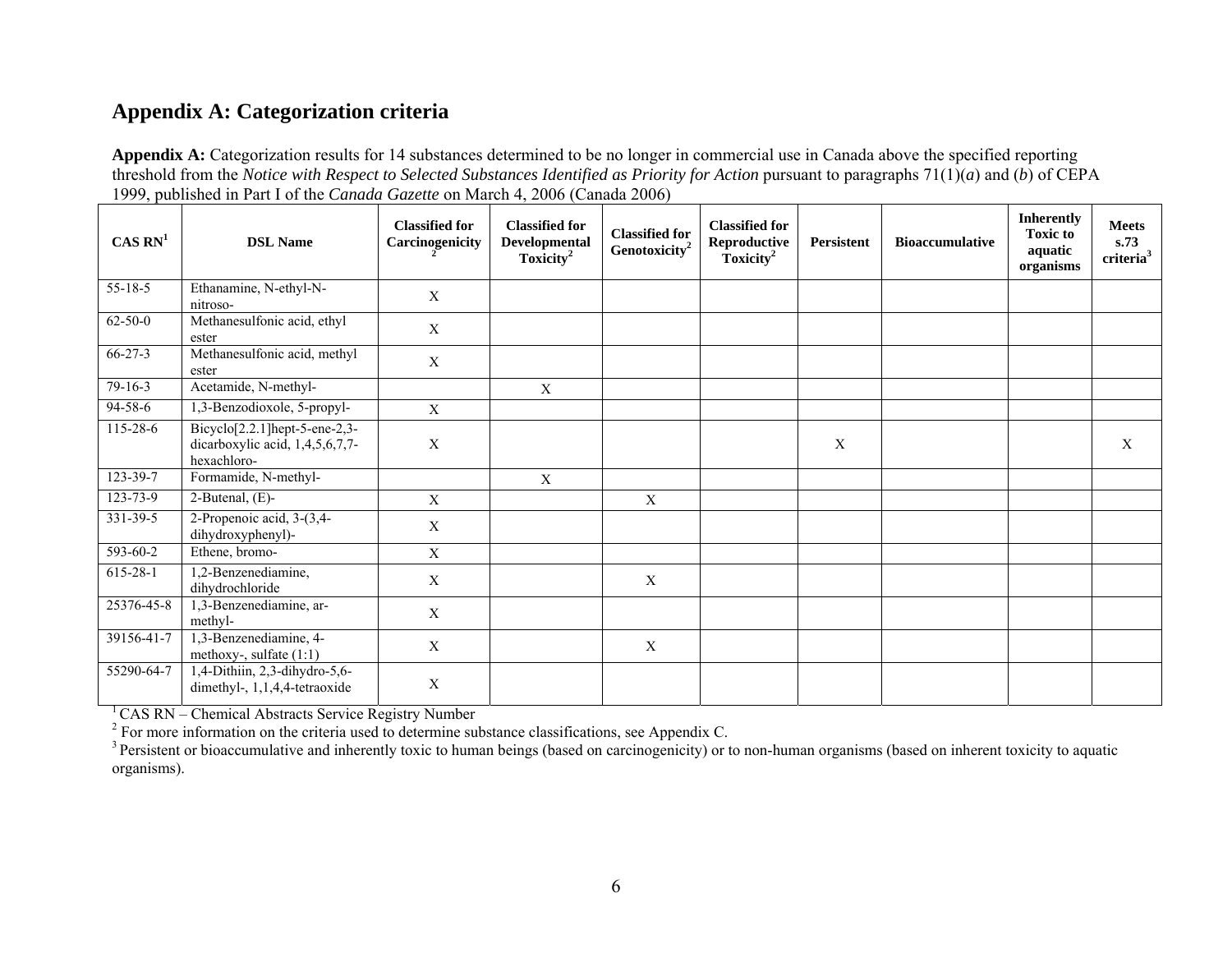## Appendix A: Categorization criteria

**Appendix A:** Categorization results for 14 substances determined to be no longer in commercial use in Canada above the specified reporting threshold from the *Notice with Respect to Selected Substances Identified as Priority for Action* pursuant to paragraphs 71(1)(*a*) and (*b*) of CEPA 1999, published in Part I of the *Canada Gazette* on March 4, 2006 (Canada 2006)

| CAS RN[1] | DSL Name | Classified for Carcinogenicity[2] | Classified for Developmental Toxicity[2] | Classified for Genotoxicity[2] | Classified for Reproductive Toxicity[2] | Persistent | Bioaccumulative | Inherently Toxic to aquatic organisms | Meets s.73 criteria[3] |
|---|---|---|---|---|---|---|---|---|---|
| 55-18-5 | Ethanamine, N-ethyl-N-nitroso- | X | | | | | | | |
| 62-50-0 | Methanesulfonic acid, ethyl ester | X | | | | | | | |
| 66-27-3 | Methanesulfonic acid, methyl ester | X | | | | | | | |
| 79-16-3 | Acetamide, N-methyl- | | X | | | | | | |
| 94-58-6 | 1,3-Benzodioxole, 5-propyl- | X | | | | | | | |
| 115-28-6 | Bicyclo[2.2.1]hept-5-ene-2,3-dicarboxylic acid, 1,4,5,6,7,7-hexachloro- | X | | | | X | | | X |
| 123-39-7 | Formamide, N-methyl- | | X | | | | | | |
| 123-73-9 | 2-Butenal, (E)- | X | | X | | | | | |
| 331-39-5 | 2-Propenoic acid, 3-(3,4-dihydroxyphenyl)- | X | | | | | | | |
| 593-60-2 | Ethene, bromo- | X | | | | | | | |
| 615-28-1 | 1,2-Benzenediamine, dihydrochloride | X | | X | | | | | |
| 25376-45-8 | 1,3-Benzenediamine, ar-methyl- | X | | | | | | | |
| 39156-41-7 | 1,3-Benzenediamine, 4-methoxy-, sulfate (1:1) | X | | X | | | | | |
| 55290-64-7 | 1,4-Dithiin, 2,3-dihydro-5,6-dimethyl-, 1,1,4,4-tetraoxide | X | | | | | | | |

[1] CAS RN – Chemical Abstracts Service Registry Number

[2] For more information on the criteria used to determine substance classifications, see Appendix C.

[3] Persistent or bioaccumulative and inherently toxic to human beings (based on carcinogenicity) or to non-human organisms (based on inherent toxicity to aquatic organisms).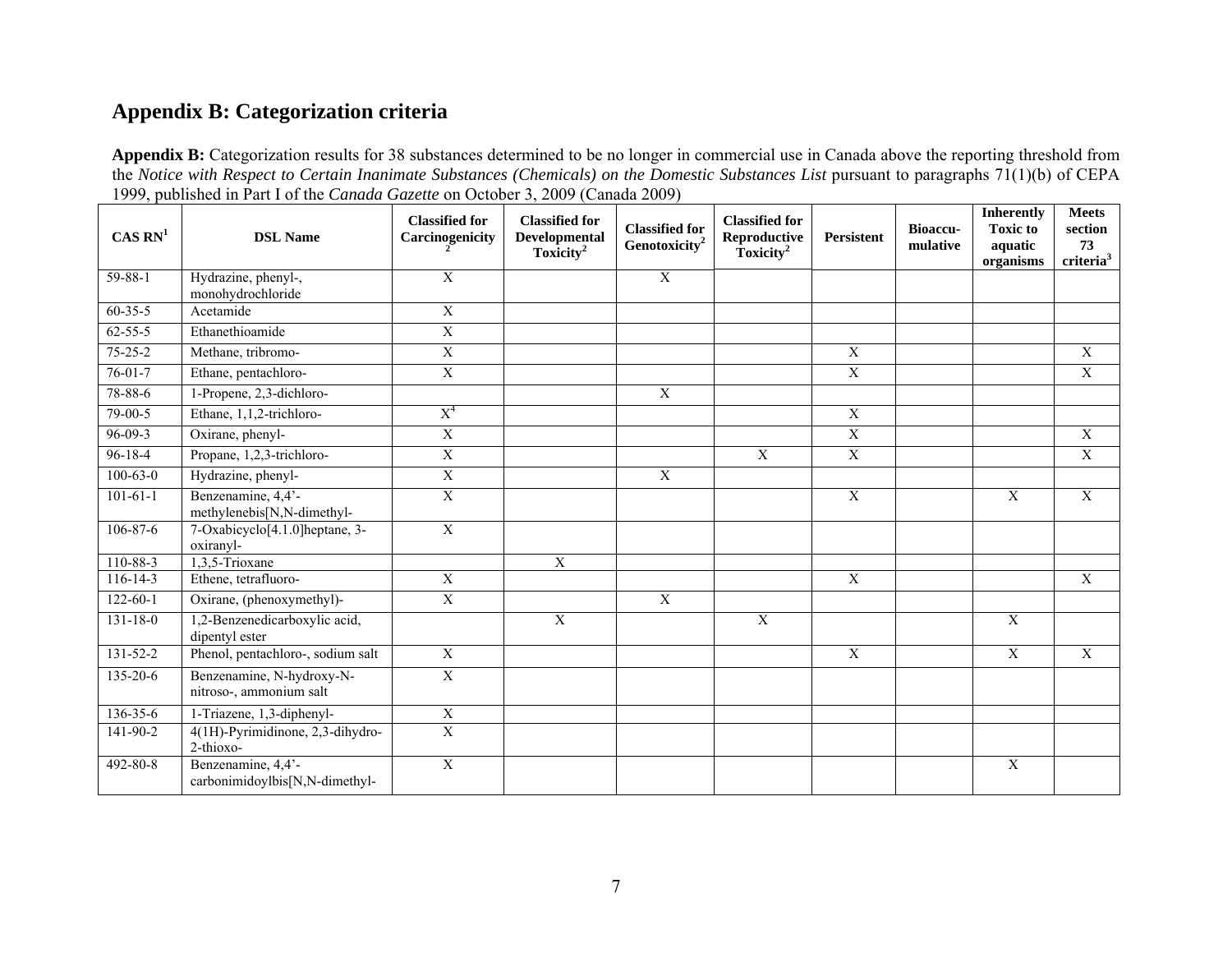## Appendix B: Categorization criteria

**Appendix B:** Categorization results for 38 substances determined to be no longer in commercial use in Canada above the reporting threshold from the *Notice with Respect to Certain Inanimate Substances (Chemicals) on the Domestic Substances List* pursuant to paragraphs 71(1)(b) of CEPA 1999, published in Part I of the *Canada Gazette* on October 3, 2009 (Canada 2009)

| CAS RN[1] | DSL Name | Classified for Carcinogenicity[2] | Classified for Developmental Toxicity[2] | Classified for Genotoxicity[2] | Classified for Reproductive Toxicity[2] | Persistent | Bioaccu-mulative | Inherently Toxic to aquatic organisms | Meets section 73 criteria[3] |
|---|---|---|---|---|---|---|---|---|---|
| 59-88-1 | Hydrazine, phenyl-, monohydrochloride | X | | X | | | | | |
| 60-35-5 | Acetamide | X | | | | | | | |
| 62-55-5 | Ethanethioamide | X | | | | | | | |
| 75-25-2 | Methane, tribromo- | X | | | | X | | | X |
| 76-01-7 | Ethane, pentachloro- | X | | | | X | | | X |
| 78-88-6 | 1-Propene, 2,3-dichloro- | | | X | | | | | |
| 79-00-5 | Ethane, 1,1,2-trichloro- | X[4] | | | | X | | | |
| 96-09-3 | Oxirane, phenyl- | X | | | | X | | | X |
| 96-18-4 | Propane, 1,2,3-trichloro- | X | | | X | X | | | X |
| 100-63-0 | Hydrazine, phenyl- | X | | X | | | | | |
| 101-61-1 | Benzenamine, 4,4'-methylenebis[N,N-dimethyl- | X | | | | X | | X | X |
| 106-87-6 | 7-Oxabicyclo[4.1.0]heptane, 3-oxiranyl- | X | | | | | | | |
| 110-88-3 | 1,3,5-Trioxane | | X | | | | | | |
| 116-14-3 | Ethene, tetrafluoro- | X | | | | X | | | X |
| 122-60-1 | Oxirane, (phenoxymethyl)- | X | | X | | | | | |
| 131-18-0 | 1,2-Benzenedicarboxylic acid, dipentyl ester | | X | | X | | | X | |
| 131-52-2 | Phenol, pentachloro-, sodium salt | X | | | | X | | X | X |
| 135-20-6 | Benzenamine, N-hydroxy-N-nitroso-, ammonium salt | X | | | | | | | |
| 136-35-6 | 1-Triazene, 1,3-diphenyl- | X | | | | | | | |
| 141-90-2 | 4(1H)-Pyrimidinone, 2,3-dihydro-2-thioxo- | X | | | | | | | |
| 492-80-8 | Benzenamine, 4,4'-carbonimidoylbis[N,N-dimethyl- | X | | | | | | X | |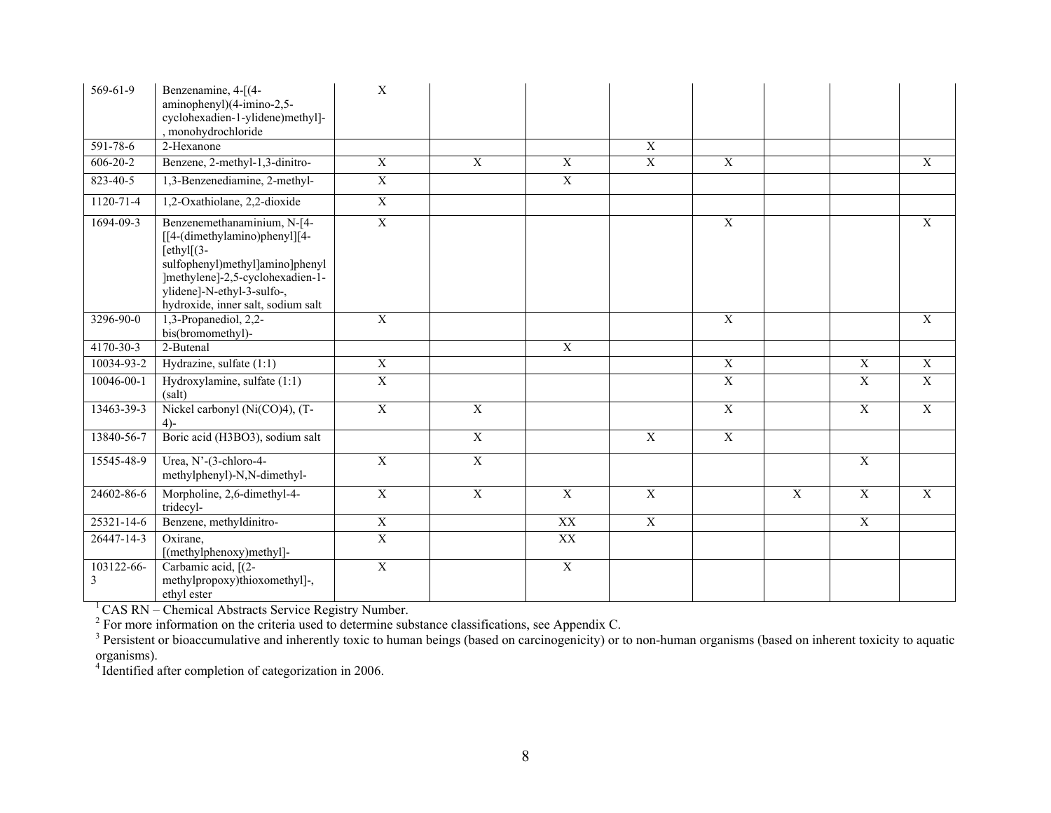| | | | | | | | | | |
|---|---|---|---|---|---|---|---|---|---|
| 569-61-9 | Benzenamine, 4-[(4-aminophenyl)(4-imino-2,5-cyclohexadien-1-ylidene)methyl]-, monohydrochloride | X | | | | | | | |
| 591-78-6 | 2-Hexanone | | | | X | | | | |
| 606-20-2 | Benzene, 2-methyl-1,3-dinitro- | X | X | X | X | X | | | X |
| 823-40-5 | 1,3-Benzenediamine, 2-methyl- | X | | X | | | | | |
| 1120-71-4 | 1,2-Oxathiolane, 2,2-dioxide | X | | | | | | | |
| 1694-09-3 | Benzenemethanaminium, N-[4-[[4-(dimethylamino)phenyl][4-[ethyl[(3-sulfophenyl)methyl]amino]phenyl]methylene]-2,5-cyclohexadien-1-ylidene]-N-ethyl-3-sulfo-, hydroxide, inner salt, sodium salt | X | | | | X | | | X |
| 3296-90-0 | 1,3-Propanediol, 2,2-bis(bromomethyl)- | X | | | | X | | | X |
| 4170-30-3 | 2-Butenal | | | X | | | | | |
| 10034-93-2 | Hydrazine, sulfate (1:1) | X | | | | X | | X | X |
| 10046-00-1 | Hydroxylamine, sulfate (1:1) (salt) | X | | | | X | | X | X |
| 13463-39-3 | Nickel carbonyl (Ni(CO)4), (T-4)- | X | X | | | X | | X | X |
| 13840-56-7 | Boric acid (H3BO3), sodium salt | | X | | X | X | | | |
| 15545-48-9 | Urea, N'-(3-chloro-4-methylphenyl)-N,N-dimethyl- | X | X | | | | | X | |
| 24602-86-6 | Morpholine, 2,6-dimethyl-4-tridecyl- | X | X | X | X | | X | X | X |
| 25321-14-6 | Benzene, methyldinitro- | X | | XX | X | | | X | |
| 26447-14-3 | Oxirane, [(methylphenoxy)methyl]- | X | | XX | | | | | |
| 103122-66-3 | Carbamic acid, [(2-methylpropoxy)thioxomethyl]-, ethyl ester | X | | X | | | | | |

[1] CAS RN – Chemical Abstracts Service Registry Number.
[2] For more information on the criteria used to determine substance classifications, see Appendix C.
[3] Persistent or bioaccumulative and inherently toxic to human beings (based on carcinogenicity) or to non-human organisms (based on inherent toxicity to aquatic organisms).
[4] Identified after completion of categorization in 2006.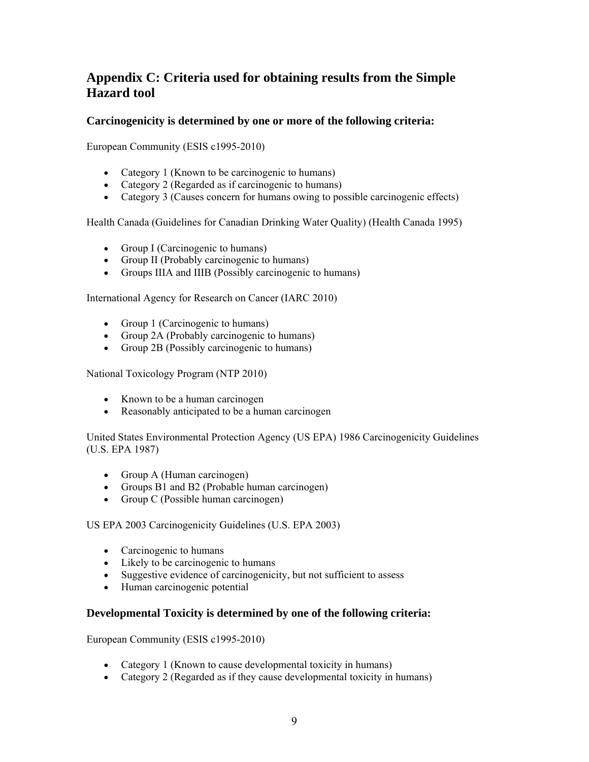## Appendix C: Criteria used for obtaining results from the Simple Hazard tool

### Carcinogenicity is determined by one or more of the following criteria:

European Community (ESIS c1995-2010)

- Category 1 (Known to be carcinogenic to humans)
- Category 2 (Regarded as if carcinogenic to humans)
- Category 3 (Causes concern for humans owing to possible carcinogenic effects)

Health Canada (Guidelines for Canadian Drinking Water Quality) (Health Canada 1995)

- Group I (Carcinogenic to humans)
- Group II (Probably carcinogenic to humans)
- Groups IIIA and IIIB (Possibly carcinogenic to humans)

International Agency for Research on Cancer (IARC 2010)

- Group 1 (Carcinogenic to humans)
- Group 2A (Probably carcinogenic to humans)
- Group 2B (Possibly carcinogenic to humans)

National Toxicology Program (NTP 2010)

- Known to be a human carcinogen
- Reasonably anticipated to be a human carcinogen

United States Environmental Protection Agency (US EPA) 1986 Carcinogenicity Guidelines (U.S. EPA 1987)

- Group A (Human carcinogen)
- Groups B1 and B2 (Probable human carcinogen)
- Group C (Possible human carcinogen)

US EPA 2003 Carcinogenicity Guidelines (U.S. EPA 2003)

- Carcinogenic to humans
- Likely to be carcinogenic to humans
- Suggestive evidence of carcinogenicity, but not sufficient to assess
- Human carcinogenic potential

### Developmental Toxicity is determined by one of the following criteria:

European Community (ESIS c1995-2010)

- Category 1 (Known to cause developmental toxicity in humans)
- Category 2 (Regarded as if they cause developmental toxicity in humans)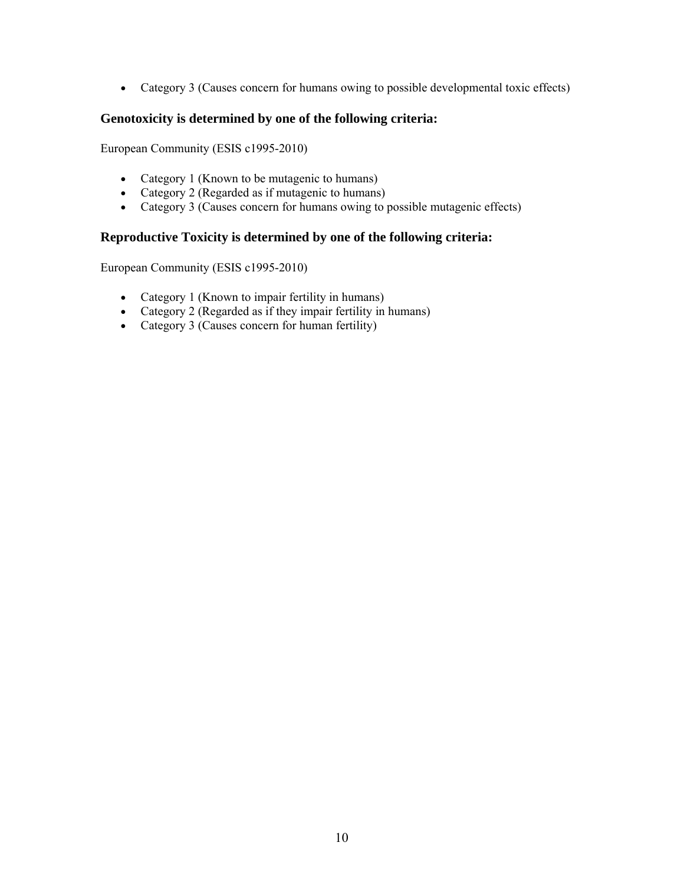- Category 3 (Causes concern for humans owing to possible developmental toxic effects)

### Genotoxicity is determined by one of the following criteria:

European Community (ESIS c1995-2010)

- Category 1 (Known to be mutagenic to humans)
- Category 2 (Regarded as if mutagenic to humans)
- Category 3 (Causes concern for humans owing to possible mutagenic effects)

### Reproductive Toxicity is determined by one of the following criteria:

European Community (ESIS c1995-2010)

- Category 1 (Known to impair fertility in humans)
- Category 2 (Regarded as if they impair fertility in humans)
- Category 3 (Causes concern for human fertility)